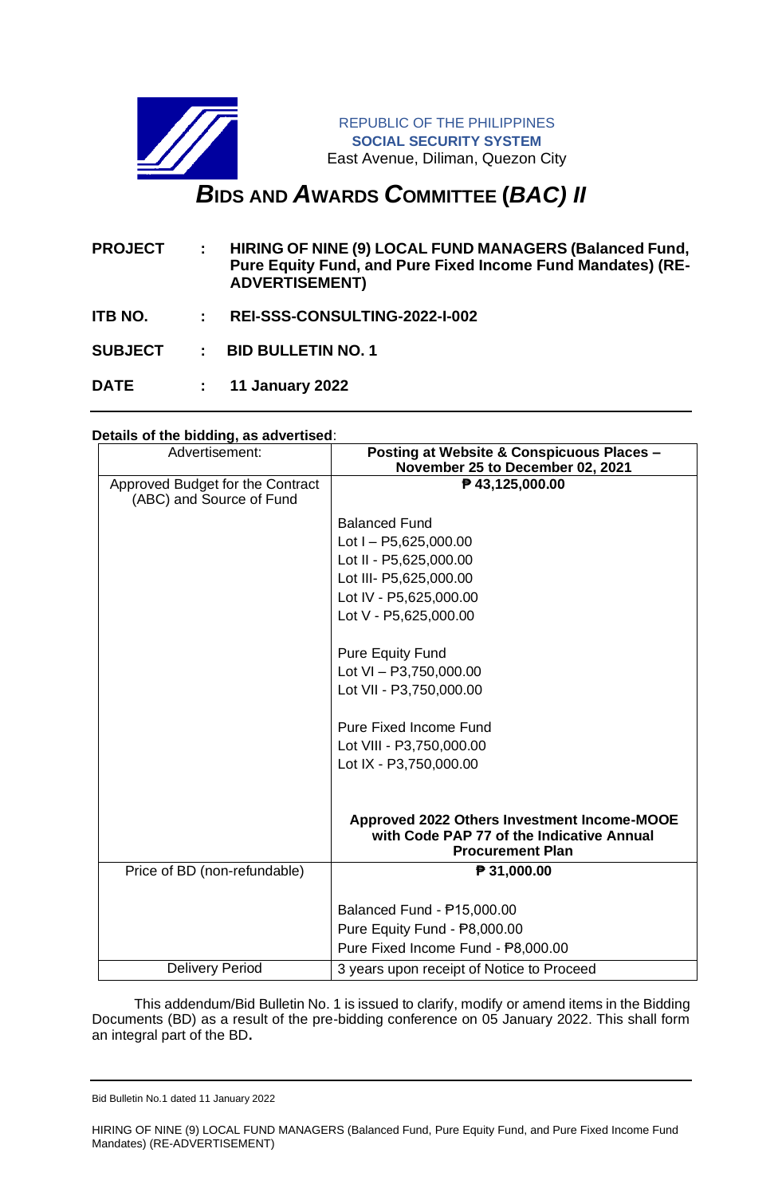REPUBLIC OF THE PHILIPPINES
**SOCIAL SECURITY SYSTEM**
East Avenue, Diliman, Quezon City

# *B*IDS AND *A*WARDS *C*OMMITTEE (*BAC) II*

**PROJECT** : **HIRING OF NINE (9) LOCAL FUND MANAGERS (Balanced Fund, Pure Equity Fund, and Pure Fixed Income Fund Mandates) (RE-ADVERTISEMENT)**

**ITB NO.** : **REI-SSS-CONSULTING-2022-I-002**

**SUBJECT** : **BID BULLETIN NO. 1**

**DATE** : **11 January 2022**

---

**Details of the bidding, as advertised**:

| Advertisement: | **Posting at Website & Conspicuous Places – November 25 to December 02, 2021** |
|---|---|
| Approved Budget for the Contract (ABC) and Source of Fund | **₱ 43,125,000.00**<br><br>Balanced Fund<br>Lot I – P5,625,000.00<br>Lot II - P5,625,000.00<br>Lot III- P5,625,000.00<br>Lot IV - P5,625,000.00<br>Lot V - P5,625,000.00<br><br>Pure Equity Fund<br>Lot VI – P3,750,000.00<br>Lot VII - P3,750,000.00<br><br>Pure Fixed Income Fund<br>Lot VIII - P3,750,000.00<br>Lot IX - P3,750,000.00<br><br>**Approved 2022 Others Investment Income-MOOE with Code PAP 77 of the Indicative Annual Procurement Plan** |
| Price of BD (non-refundable) | **₱ 31,000.00**<br><br>Balanced Fund - ₱15,000.00<br>Pure Equity Fund - ₱8,000.00<br>Pure Fixed Income Fund - ₱8,000.00 |
| Delivery Period | 3 years upon receipt of Notice to Proceed |

This addendum/Bid Bulletin No. 1 is issued to clarify, modify or amend items in the Bidding Documents (BD) as a result of the pre-bidding conference on 05 January 2022. This shall form an integral part of the BD**.**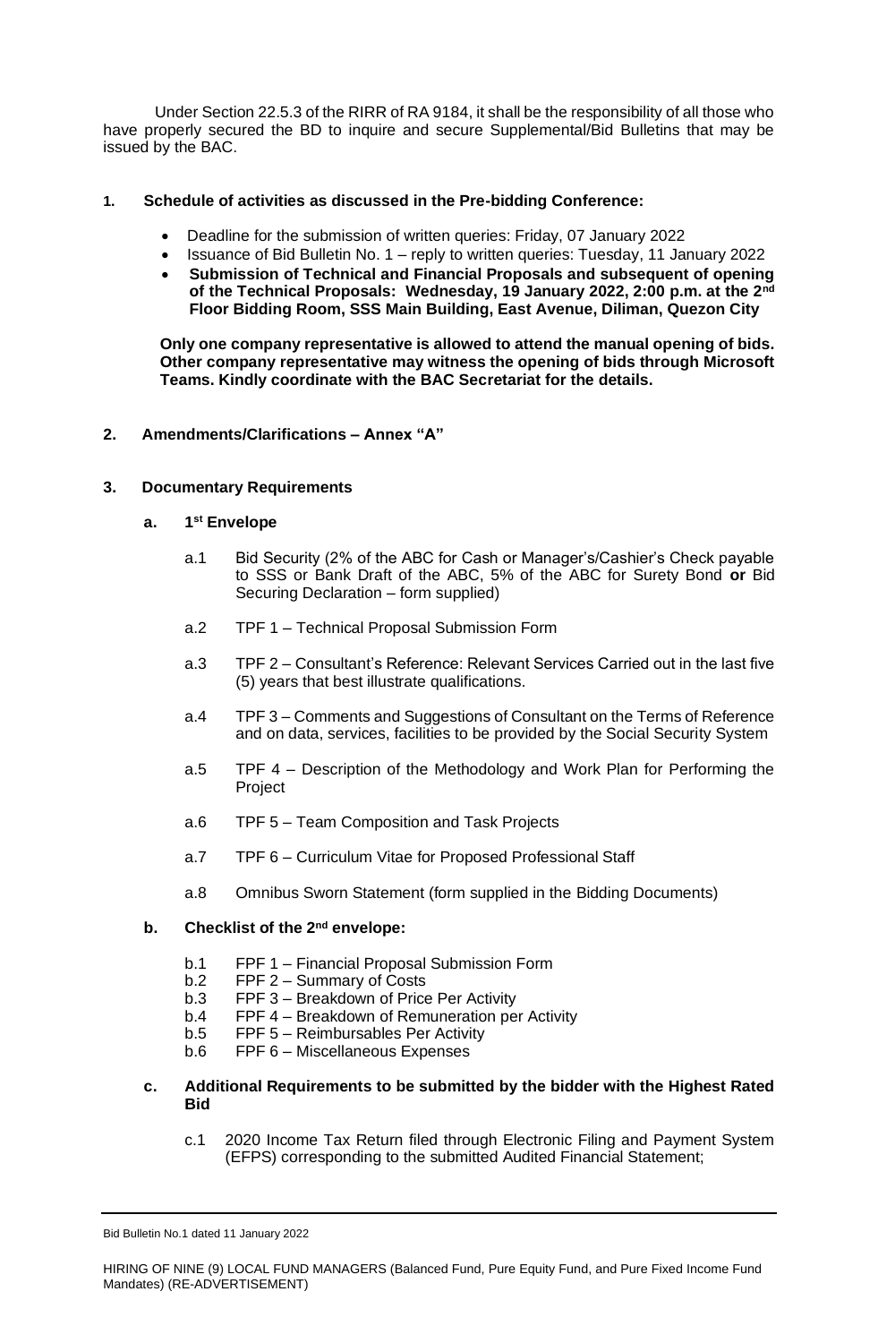Under Section 22.5.3 of the RIRR of RA 9184, it shall be the responsibility of all those who have properly secured the BD to inquire and secure Supplemental/Bid Bulletins that may be issued by the BAC.

**1. Schedule of activities as discussed in the Pre-bidding Conference:**

- Deadline for the submission of written queries: Friday, 07 January 2022
- Issuance of Bid Bulletin No. 1 – reply to written queries: Tuesday, 11 January 2022
- **Submission of Technical and Financial Proposals and subsequent of opening of the Technical Proposals: Wednesday, 19 January 2022, 2:00 p.m. at the 2nd Floor Bidding Room, SSS Main Building, East Avenue, Diliman, Quezon City**

**Only one company representative is allowed to attend the manual opening of bids. Other company representative may witness the opening of bids through Microsoft Teams. Kindly coordinate with the BAC Secretariat for the details.**

**2. Amendments/Clarifications – Annex "A"**

**3. Documentary Requirements**

**a. 1st Envelope**

a.1 Bid Security (2% of the ABC for Cash or Manager's/Cashier's Check payable to SSS or Bank Draft of the ABC, 5% of the ABC for Surety Bond **or** Bid Securing Declaration – form supplied)

a.2 TPF 1 – Technical Proposal Submission Form

a.3 TPF 2 – Consultant's Reference: Relevant Services Carried out in the last five (5) years that best illustrate qualifications.

a.4 TPF 3 – Comments and Suggestions of Consultant on the Terms of Reference and on data, services, facilities to be provided by the Social Security System

a.5 TPF 4 – Description of the Methodology and Work Plan for Performing the Project

a.6 TPF 5 – Team Composition and Task Projects

a.7 TPF 6 – Curriculum Vitae for Proposed Professional Staff

a.8 Omnibus Sworn Statement (form supplied in the Bidding Documents)

**b. Checklist of the 2nd envelope:**

b.1 FPF 1 – Financial Proposal Submission Form
b.2 FPF 2 – Summary of Costs
b.3 FPF 3 – Breakdown of Price Per Activity
b.4 FPF 4 – Breakdown of Remuneration per Activity
b.5 FPF 5 – Reimbursables Per Activity
b.6 FPF 6 – Miscellaneous Expenses

**c. Additional Requirements to be submitted by the bidder with the Highest Rated Bid**

c.1 2020 Income Tax Return filed through Electronic Filing and Payment System (EFPS) corresponding to the submitted Audited Financial Statement;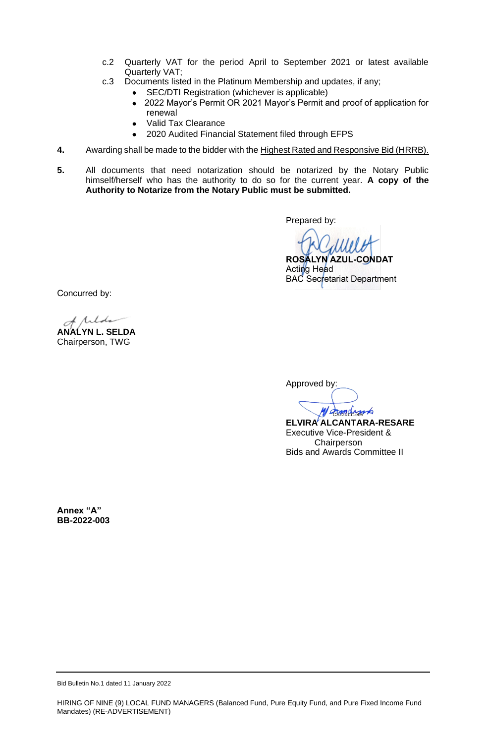c.2 Quarterly VAT for the period April to September 2021 or latest available Quarterly VAT;

c.3 Documents listed in the Platinum Membership and updates, if any;

- SEC/DTI Registration (whichever is applicable)
- 2022 Mayor's Permit OR 2021 Mayor's Permit and proof of application for renewal
- Valid Tax Clearance
- 2020 Audited Financial Statement filed through EFPS

**4.** Awarding shall be made to the bidder with the Highest Rated and Responsive Bid (HRRB).

**5.** All documents that need notarization should be notarized by the Notary Public himself/herself who has the authority to do so for the current year. **A copy of the Authority to Notarize from the Notary Public must be submitted.**

Prepared by:

**ROSALYN AZUL-CONDAT**
Acting Head
BAC Secretariat Department

Concurred by:

**ANALYN L. SELDA**
Chairperson, TWG

Approved by:

**ELVIRA ALCANTARA-RESARE**
Executive Vice-President &
Chairperson
Bids and Awards Committee II

**Annex "A"**
**BB-2022-003**

Bid Bulletin No.1 dated 11 January 2022

HIRING OF NINE (9) LOCAL FUND MANAGERS (Balanced Fund, Pure Equity Fund, and Pure Fixed Income Fund Mandates) (RE-ADVERTISEMENT)